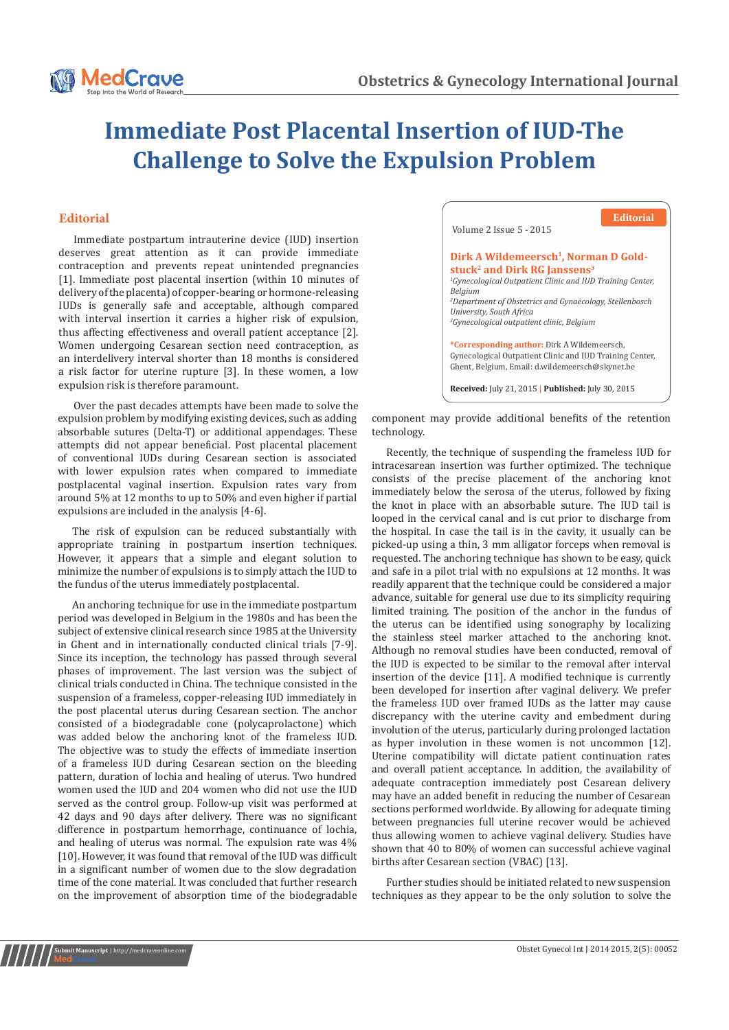# Immediate Post Placental Insertion of IUD-The Challenge to Solve the Expulsion Problem

**Editorial**

Volume 2 Issue 5 - 2015

**Dirk A Wildemeersch[1], Norman D Goldstuck[2] and Dirk RG Janssens[3]**

[1]*Gynecological Outpatient Clinic and IUD Training Center, Belgium*
[2]*Department of Obstetrics and Gynaecology, Stellenbosch University, South Africa*
[3]*Gynecological outpatient clinic, Belgium*

**\*Corresponding author:** Dirk A Wildemeersch, Gynecological Outpatient Clinic and IUD Training Center, Ghent, Belgium, Email: d.wildemeersch@skynet.be

**Received:** July 21, 2015 | **Published:** July 30, 2015

## Editorial

Immediate postpartum intrauterine device (IUD) insertion deserves great attention as it can provide immediate contraception and prevents repeat unintended pregnancies [1]. Immediate post placental insertion (within 10 minutes of delivery of the placenta) of copper-bearing or hormone-releasing IUDs is generally safe and acceptable, although compared with interval insertion it carries a higher risk of expulsion, thus affecting effectiveness and overall patient acceptance [2]. Women undergoing Cesarean section need contraception, as an interdelivery interval shorter than 18 months is considered a risk factor for uterine rupture [3]. In these women, a low expulsion risk is therefore paramount.

Over the past decades attempts have been made to solve the expulsion problem by modifying existing devices, such as adding absorbable sutures (Delta-T) or additional appendages. These attempts did not appear beneficial. Post placental placement of conventional IUDs during Cesarean section is associated with lower expulsion rates when compared to immediate postplacental vaginal insertion. Expulsion rates vary from around 5% at 12 months to up to 50% and even higher if partial expulsions are included in the analysis [4-6].

The risk of expulsion can be reduced substantially with appropriate training in postpartum insertion techniques. However, it appears that a simple and elegant solution to minimize the number of expulsions is to simply attach the IUD to the fundus of the uterus immediately postplacental.

An anchoring technique for use in the immediate postpartum period was developed in Belgium in the 1980s and has been the subject of extensive clinical research since 1985 at the University in Ghent and in internationally conducted clinical trials [7-9]. Since its inception, the technology has passed through several phases of improvement. The last version was the subject of clinical trials conducted in China. The technique consisted in the suspension of a frameless, copper-releasing IUD immediately in the post placental uterus during Cesarean section. The anchor consisted of a biodegradable cone (polycaprolactone) which was added below the anchoring knot of the frameless IUD. The objective was to study the effects of immediate insertion of a frameless IUD during Cesarean section on the bleeding pattern, duration of lochia and healing of uterus. Two hundred women used the IUD and 204 women who did not use the IUD served as the control group. Follow-up visit was performed at 42 days and 90 days after delivery. There was no significant difference in postpartum hemorrhage, continuance of lochia, and healing of uterus was normal. The expulsion rate was 4% [10]. However, it was found that removal of the IUD was difficult in a significant number of women due to the slow degradation time of the cone material. It was concluded that further research on the improvement of absorption time of the biodegradable component may provide additional benefits of the retention technology.

Recently, the technique of suspending the frameless IUD for intracesarean insertion was further optimized. The technique consists of the precise placement of the anchoring knot immediately below the serosa of the uterus, followed by fixing the knot in place with an absorbable suture. The IUD tail is looped in the cervical canal and is cut prior to discharge from the hospital. In case the tail is in the cavity, it usually can be picked-up using a thin, 3 mm alligator forceps when removal is requested. The anchoring technique has shown to be easy, quick and safe in a pilot trial with no expulsions at 12 months. It was readily apparent that the technique could be considered a major advance, suitable for general use due to its simplicity requiring limited training. The position of the anchor in the fundus of the uterus can be identified using sonography by localizing the stainless steel marker attached to the anchoring knot. Although no removal studies have been conducted, removal of the IUD is expected to be similar to the removal after interval insertion of the device [11]. A modified technique is currently been developed for insertion after vaginal delivery. We prefer the frameless IUD over framed IUDs as the latter may cause discrepancy with the uterine cavity and embedment during involution of the uterus, particularly during prolonged lactation as hyper involution in these women is not uncommon [12]. Uterine compatibility will dictate patient continuation rates and overall patient acceptance. In addition, the availability of adequate contraception immediately post Cesarean delivery may have an added benefit in reducing the number of Cesarean sections performed worldwide. By allowing for adequate timing between pregnancies full uterine recover would be achieved thus allowing women to achieve vaginal delivery. Studies have shown that 40 to 80% of women can successful achieve vaginal births after Cesarean section (VBAC) [13].

Further studies should be initiated related to new suspension techniques as they appear to be the only solution to solve the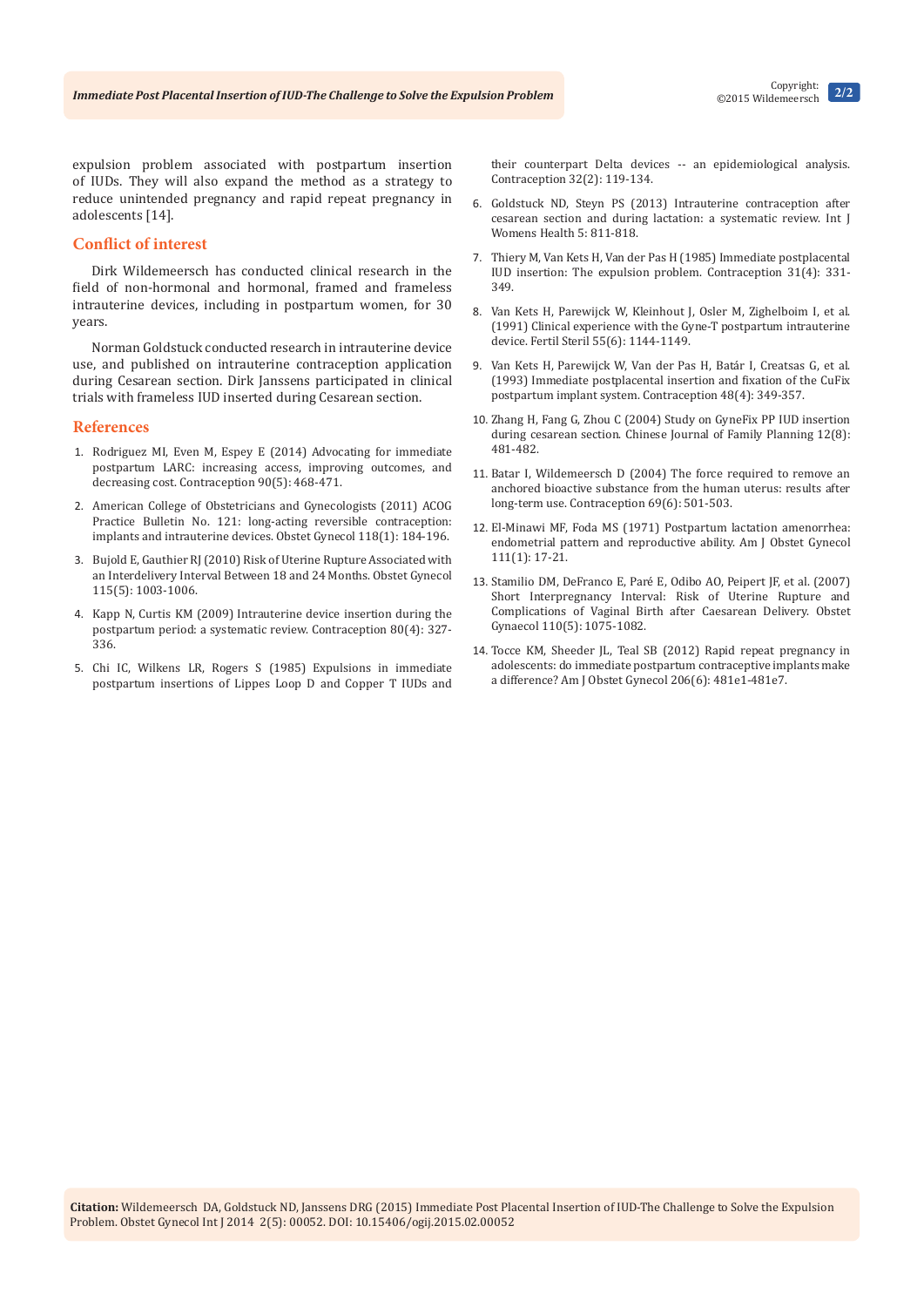expulsion problem associated with postpartum insertion of IUDs. They will also expand the method as a strategy to reduce unintended pregnancy and rapid repeat pregnancy in adolescents [14].

## Conflict of interest

Dirk Wildemeersch has conducted clinical research in the field of non-hormonal and hormonal, framed and frameless intrauterine devices, including in postpartum women, for 30 years.

Norman Goldstuck conducted research in intrauterine device use, and published on intrauterine contraception application during Cesarean section. Dirk Janssens participated in clinical trials with frameless IUD inserted during Cesarean section.

## References

1. Rodriguez MI, Even M, Espey E (2014) Advocating for immediate postpartum LARC: increasing access, improving outcomes, and decreasing cost. Contraception 90(5): 468-471.
2. American College of Obstetricians and Gynecologists (2011) ACOG Practice Bulletin No. 121: long-acting reversible contraception: implants and intrauterine devices. Obstet Gynecol 118(1): 184-196.
3. Bujold E, Gauthier RJ (2010) Risk of Uterine Rupture Associated with an Interdelivery Interval Between 18 and 24 Months. Obstet Gynecol 115(5): 1003-1006.
4. Kapp N, Curtis KM (2009) Intrauterine device insertion during the postpartum period: a systematic review. Contraception 80(4): 327-336.
5. Chi IC, Wilkens LR, Rogers S (1985) Expulsions in immediate postpartum insertions of Lippes Loop D and Copper T IUDs and their counterpart Delta devices -- an epidemiological analysis. Contraception 32(2): 119-134.
6. Goldstuck ND, Steyn PS (2013) Intrauterine contraception after cesarean section and during lactation: a systematic review. Int J Womens Health 5: 811-818.
7. Thiery M, Van Kets H, Van der Pas H (1985) Immediate postplacental IUD insertion: The expulsion problem. Contraception 31(4): 331-349.
8. Van Kets H, Parewijck W, Kleinhout J, Osler M, Zighelboim I, et al. (1991) Clinical experience with the Gyne-T postpartum intrauterine device. Fertil Steril 55(6): 1144-1149.
9. Van Kets H, Parewijck W, Van der Pas H, Batár I, Creatsas G, et al. (1993) Immediate postplacental insertion and fixation of the CuFix postpartum implant system. Contraception 48(4): 349-357.
10. Zhang H, Fang G, Zhou C (2004) Study on GyneFix PP IUD insertion during cesarean section. Chinese Journal of Family Planning 12(8): 481-482.
11. Batar I, Wildemeersch D (2004) The force required to remove an anchored bioactive substance from the human uterus: results after long-term use. Contraception 69(6): 501-503.
12. El-Minawi MF, Foda MS (1971) Postpartum lactation amenorrhea: endometrial pattern and reproductive ability. Am J Obstet Gynecol 111(1): 17-21.
13. Stamilio DM, DeFranco E, Paré E, Odibo AO, Peipert JF, et al. (2007) Short Interpregnancy Interval: Risk of Uterine Rupture and Complications of Vaginal Birth after Caesarean Delivery. Obstet Gynaecol 110(5): 1075-1082.
14. Tocce KM, Sheeder JL, Teal SB (2012) Rapid repeat pregnancy in adolescents: do immediate postpartum contraceptive implants make a difference? Am J Obstet Gynecol 206(6): 481e1-481e7.

**Citation:** Wildemeersch DA, Goldstuck ND, Janssens DRG (2015) Immediate Post Placental Insertion of IUD-The Challenge to Solve the Expulsion Problem. Obstet Gynecol Int J 2014 2(5): 00052. DOI: 10.15406/ogij.2015.02.00052